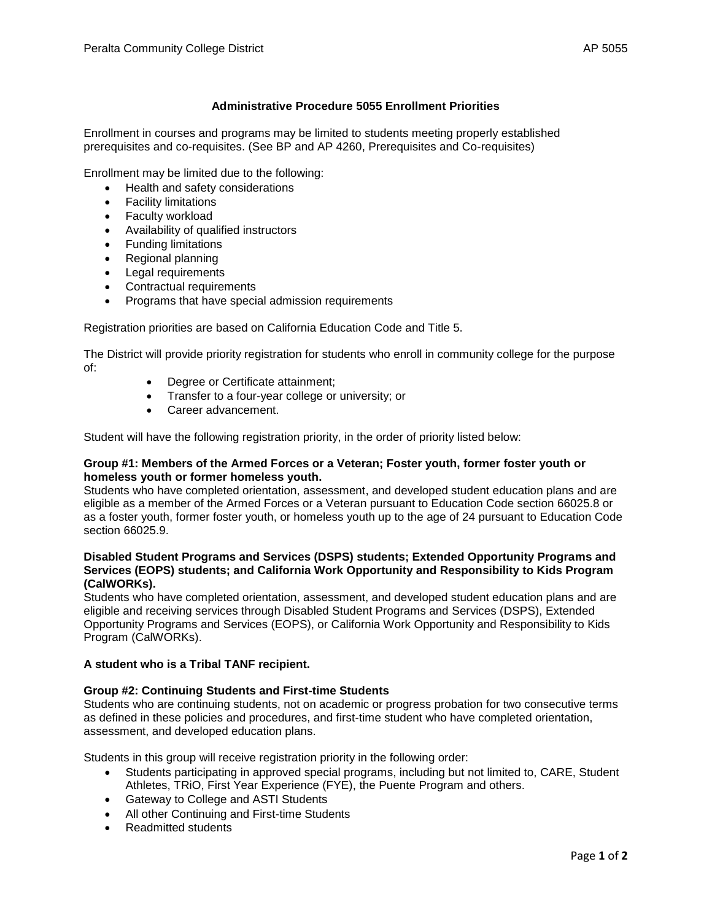# Administrative Procedure 5055 Enrollment Priorities

Enrollment in courses and programs may be limited to students meeting properly established prerequisites and co-requisites. (See BP and AP 4260, Prerequisites and Co-requisites)

Enrollment may be limited due to the following:

- Health and safety considerations
- Facility limitations
- Faculty workload
- Availability of qualified instructors
- Funding limitations
- Regional planning
- Legal requirements
- Contractual requirements
- Programs that have special admission requirements

Registration priorities are based on California Education Code and Title 5.

The District will provide priority registration for students who enroll in community college for the purpose of:

- Degree or Certificate attainment;
- Transfer to a four-year college or university; or
- Career advancement.

Student will have the following registration priority, in the order of priority listed below:

**Group #1: Members of the Armed Forces or a Veteran; Foster youth, former foster youth or homeless youth or former homeless youth.**
Students who have completed orientation, assessment, and developed student education plans and are eligible as a member of the Armed Forces or a Veteran pursuant to Education Code section 66025.8 or as a foster youth, former foster youth, or homeless youth up to the age of 24 pursuant to Education Code section 66025.9.

**Disabled Student Programs and Services (DSPS) students; Extended Opportunity Programs and Services (EOPS) students; and California Work Opportunity and Responsibility to Kids Program (CalWORKs).**
Students who have completed orientation, assessment, and developed student education plans and are eligible and receiving services through Disabled Student Programs and Services (DSPS), Extended Opportunity Programs and Services (EOPS), or California Work Opportunity and Responsibility to Kids Program (CalWORKs).

**A student who is a Tribal TANF recipient.**

**Group #2: Continuing Students and First-time Students**
Students who are continuing students, not on academic or progress probation for two consecutive terms as defined in these policies and procedures, and first-time student who have completed orientation, assessment, and developed education plans.

Students in this group will receive registration priority in the following order:

- Students participating in approved special programs, including but not limited to, CARE, Student Athletes, TRiO, First Year Experience (FYE), the Puente Program and others.
- Gateway to College and ASTI Students
- All other Continuing and First-time Students
- Readmitted students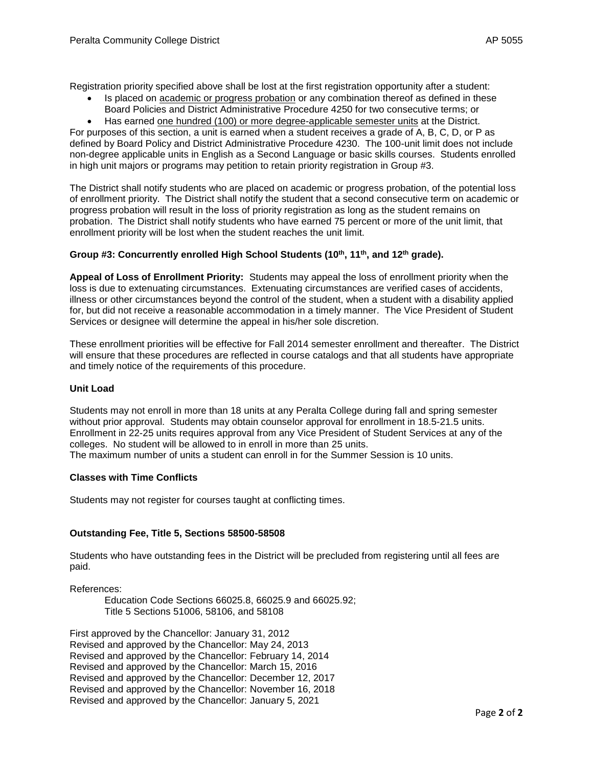Registration priority specified above shall be lost at the first registration opportunity after a student:

- Is placed on <u>academic or progress probation</u> or any combination thereof as defined in these Board Policies and District Administrative Procedure 4250 for two consecutive terms; or
- Has earned <u>one hundred (100) or more degree-applicable semester units</u> at the District.

For purposes of this section, a unit is earned when a student receives a grade of A, B, C, D, or P as defined by Board Policy and District Administrative Procedure 4230. The 100-unit limit does not include non-degree applicable units in English as a Second Language or basic skills courses. Students enrolled in high unit majors or programs may petition to retain priority registration in Group #3.

The District shall notify students who are placed on academic or progress probation, of the potential loss of enrollment priority. The District shall notify the student that a second consecutive term on academic or progress probation will result in the loss of priority registration as long as the student remains on probation. The District shall notify students who have earned 75 percent or more of the unit limit, that enrollment priority will be lost when the student reaches the unit limit.

**Group #3: Concurrently enrolled High School Students (10th, 11th, and 12th grade).**

**Appeal of Loss of Enrollment Priority:** Students may appeal the loss of enrollment priority when the loss is due to extenuating circumstances. Extenuating circumstances are verified cases of accidents, illness or other circumstances beyond the control of the student, when a student with a disability applied for, but did not receive a reasonable accommodation in a timely manner. The Vice President of Student Services or designee will determine the appeal in his/her sole discretion.

These enrollment priorities will be effective for Fall 2014 semester enrollment and thereafter. The District will ensure that these procedures are reflected in course catalogs and that all students have appropriate and timely notice of the requirements of this procedure.

### Unit Load

Students may not enroll in more than 18 units at any Peralta College during fall and spring semester without prior approval. Students may obtain counselor approval for enrollment in 18.5-21.5 units. Enrollment in 22-25 units requires approval from any Vice President of Student Services at any of the colleges. No student will be allowed to in enroll in more than 25 units.
The maximum number of units a student can enroll in for the Summer Session is 10 units.

### Classes with Time Conflicts

Students may not register for courses taught at conflicting times.

### Outstanding Fee, Title 5, Sections 58500-58508

Students who have outstanding fees in the District will be precluded from registering until all fees are paid.

References:

Education Code Sections 66025.8, 66025.9 and 66025.92;
Title 5 Sections 51006, 58106, and 58108

First approved by the Chancellor: January 31, 2012
Revised and approved by the Chancellor: May 24, 2013
Revised and approved by the Chancellor: February 14, 2014
Revised and approved by the Chancellor: March 15, 2016
Revised and approved by the Chancellor: December 12, 2017
Revised and approved by the Chancellor: November 16, 2018
Revised and approved by the Chancellor: January 5, 2021